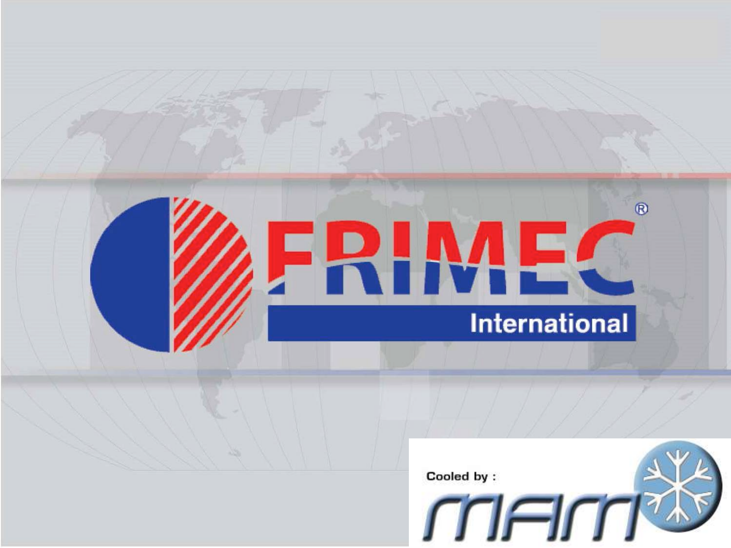# FRIMEC®

International

Cooled by :

MAM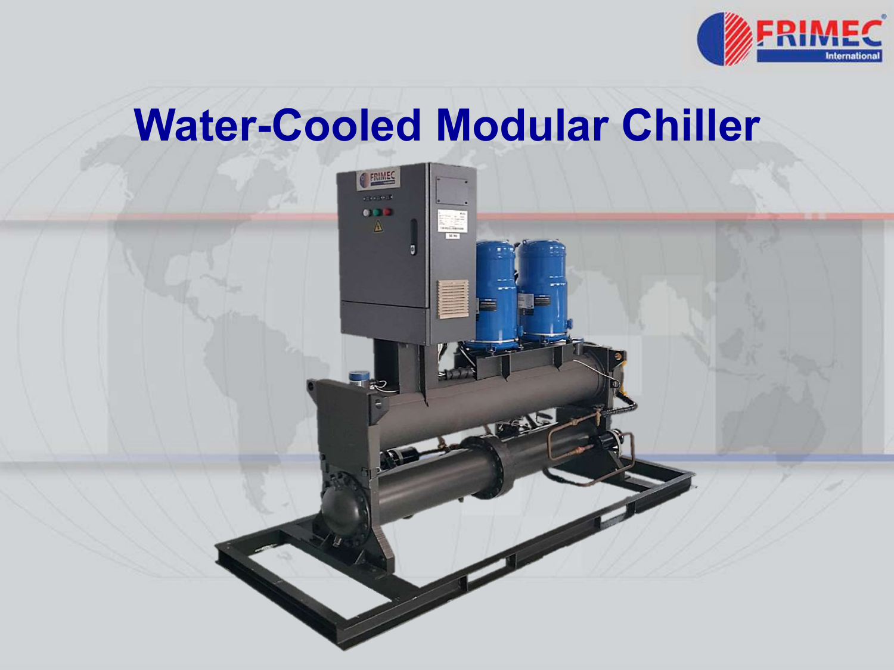# Water-Cooled Modular Chiller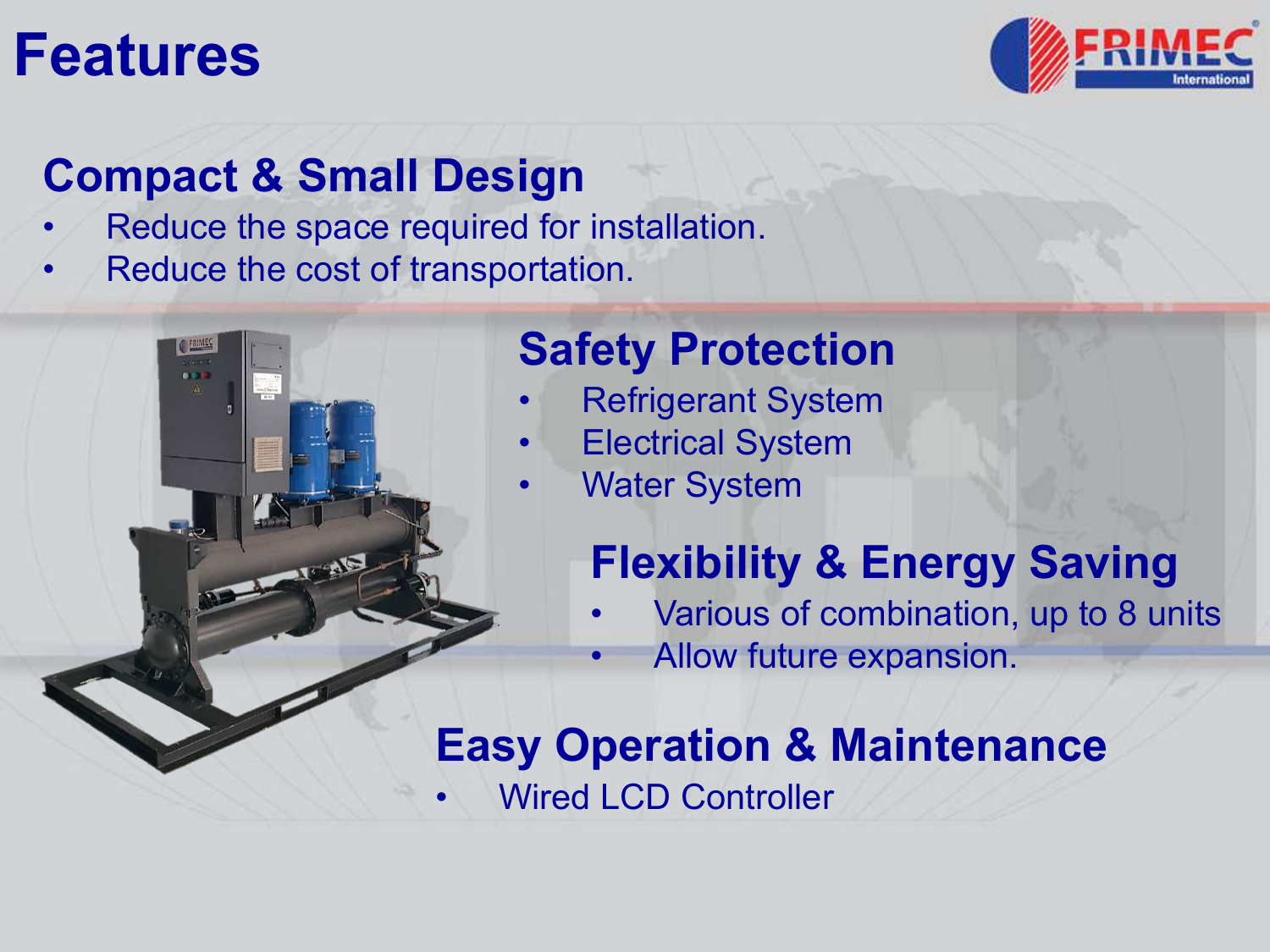# Features

## Compact & Small Design

- Reduce the space required for installation.
- Reduce the cost of transportation.

## Safety Protection

- Refrigerant System
- Electrical System
- Water System

## Flexibility & Energy Saving

- Various of combination, up to 8 units
- Allow future expansion.

## Easy Operation & Maintenance

- Wired LCD Controller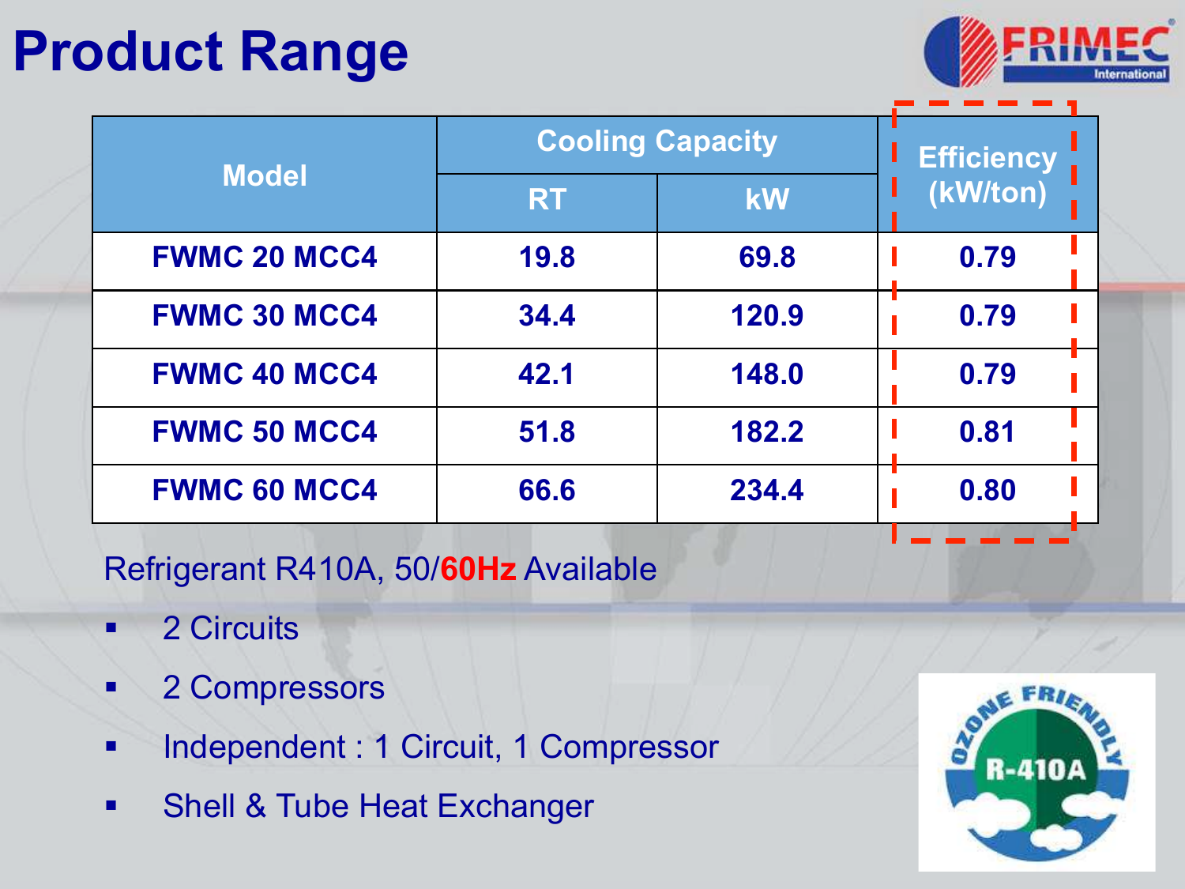# Product Range

| Model | Cooling Capacity | | Efficiency (kW/ton) |
|---|---|---|---|
| | RT | kW | |
| FWMC 20 MCC4 | 19.8 | 69.8 | 0.79 |
| FWMC 30 MCC4 | 34.4 | 120.9 | 0.79 |
| FWMC 40 MCC4 | 42.1 | 148.0 | 0.79 |
| FWMC 50 MCC4 | 51.8 | 182.2 | 0.81 |
| FWMC 60 MCC4 | 66.6 | 234.4 | 0.80 |

Refrigerant R410A, 50/**60Hz** Available

- 2 Circuits
- 2 Compressors
- Independent : 1 Circuit, 1 Compressor
- Shell & Tube Heat Exchanger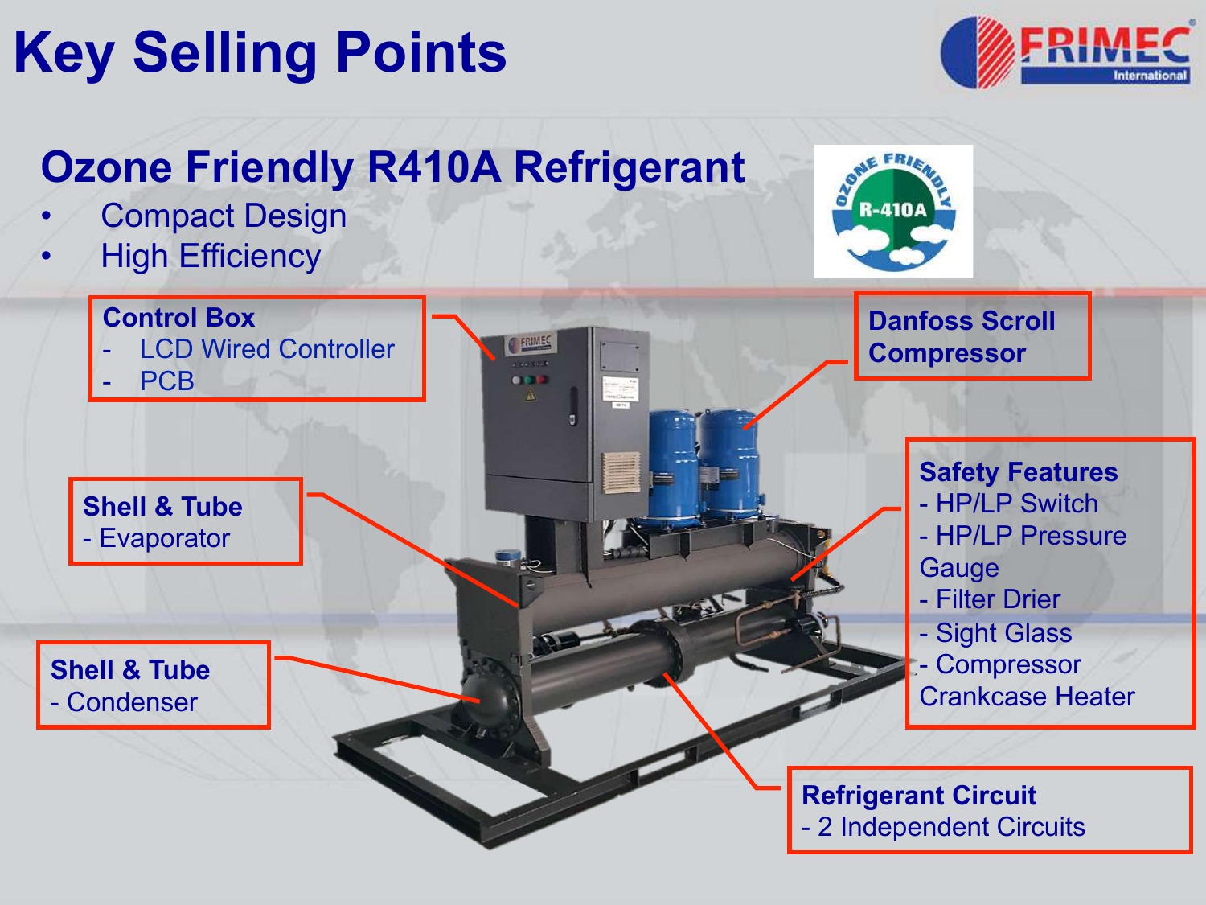# Key Selling Points

## Ozone Friendly R410A Refrigerant

- Compact Design
- High Efficiency

**Control Box**
- LCD Wired Controller
- PCB

**Danfoss Scroll Compressor**

**Shell & Tube**
- Evaporator

**Safety Features**
- HP/LP Switch
- HP/LP Pressure Gauge
- Filter Drier
- Sight Glass
- Compressor Crankcase Heater

**Shell & Tube**
- Condenser

**Refrigerant Circuit**
- 2 Independent Circuits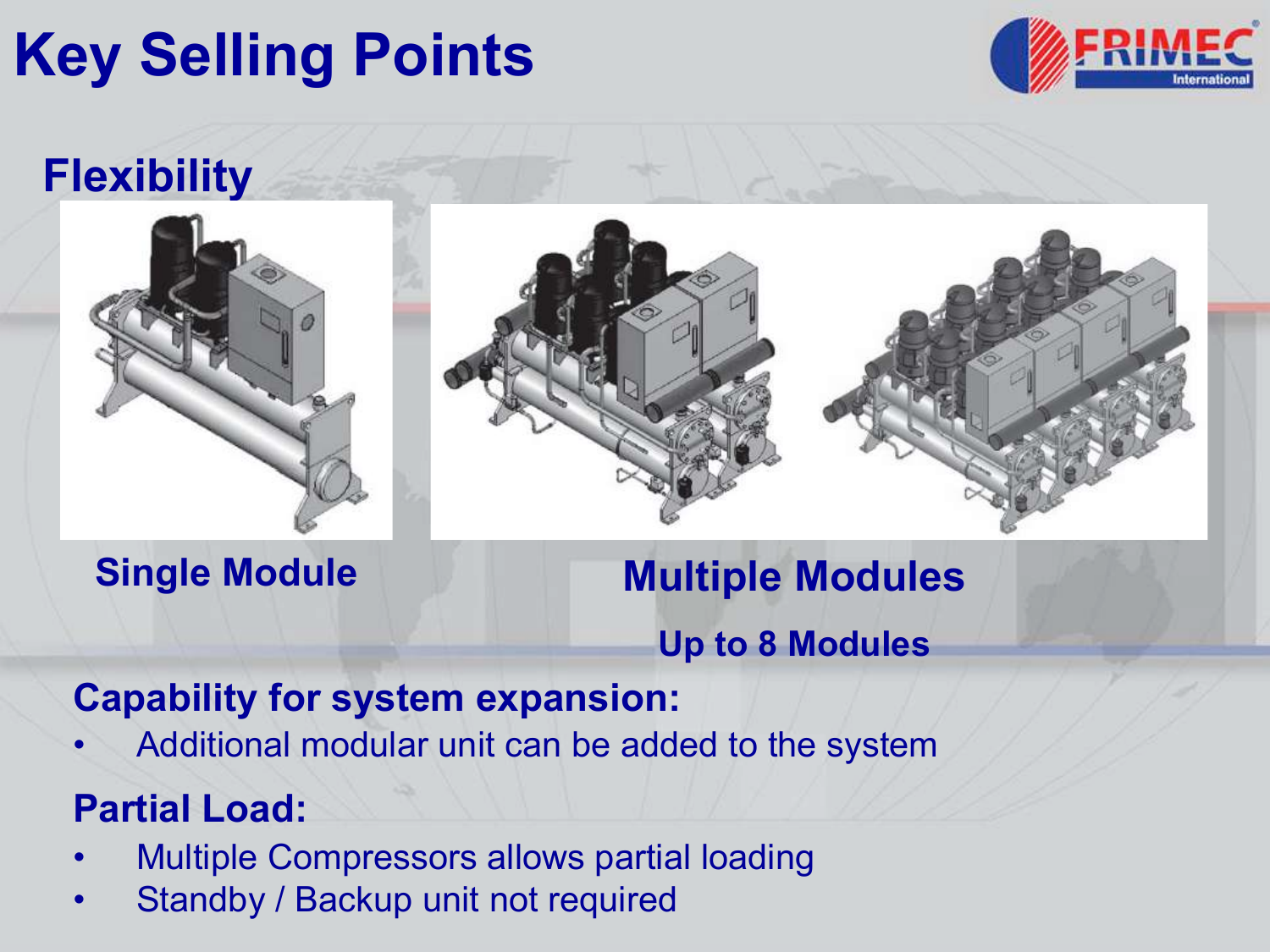# Key Selling Points

## Flexibility

**Single Module**

**Multiple Modules**

**Up to 8 Modules**

**Capability for system expansion:**

- Additional modular unit can be added to the system

**Partial Load:**

- Multiple Compressors allows partial loading
- Standby / Backup unit not required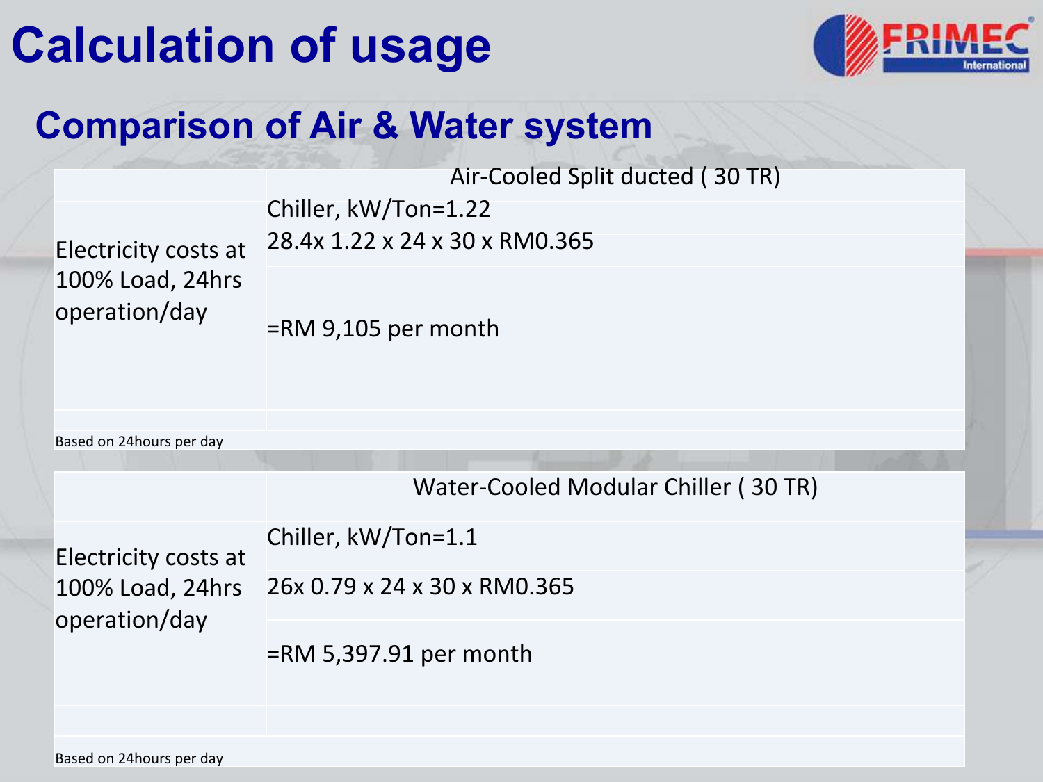# Calculation of usage

## Comparison of Air & Water system

| | Air-Cooled Split ducted ( 30 TR) |
|---|---|
| Electricity costs at 100% Load, 24hrs operation/day | Chiller, kW/Ton=1.22 |
| | 28.4x 1.22 x 24 x 30 x RM0.365 |
| | =RM 9,105 per month |
| | |
| Based on 24hours per day | |

| | Water-Cooled Modular Chiller ( 30 TR) |
|---|---|
| Electricity costs at 100% Load, 24hrs operation/day | Chiller, kW/Ton=1.1 |
| | 26x 0.79 x 24 x 30 x RM0.365 |
| | =RM 5,397.91 per month |
| | |
| Based on 24hours per day | |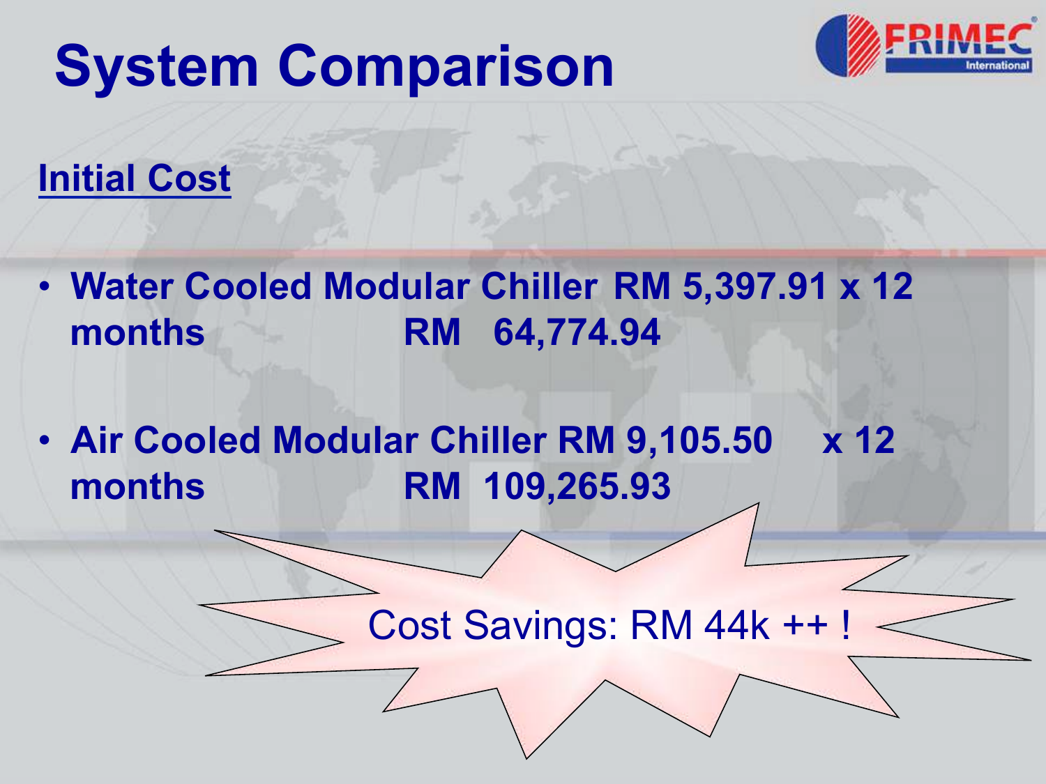# System Comparison

**Initial Cost**

- **Water Cooled Modular Chiller RM 5,397.91 x 12 months RM 64,774.94**
- **Air Cooled Modular Chiller RM 9,105.50 x 12 months RM 109,265.93**

Cost Savings: RM 44k ++ !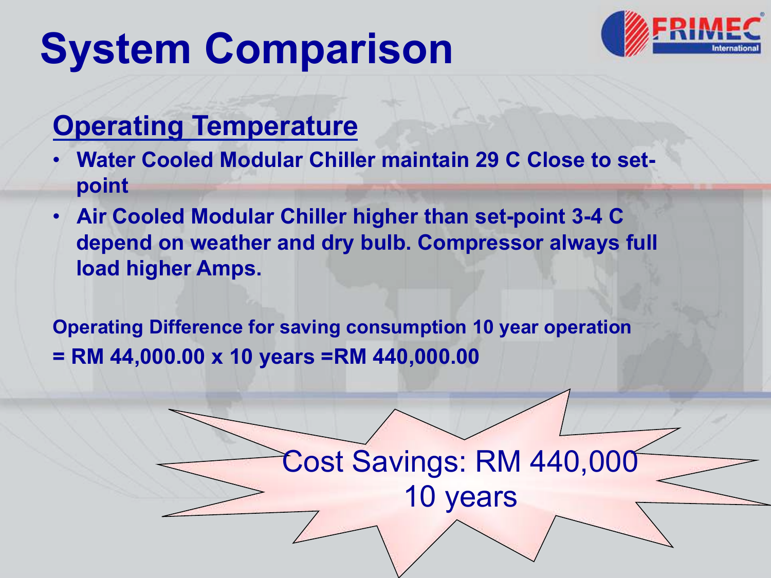# System Comparison

**Operating Temperature**

- **Water Cooled Modular Chiller maintain 29 C Close to set-point**
- **Air Cooled Modular Chiller higher than set-point 3-4 C depend on weather and dry bulb. Compressor always full load higher Amps.**

**Operating Difference for saving consumption 10 year operation**
**= RM 44,000.00 x 10 years =RM 440,000.00**

Cost Savings: RM 440,000
10 years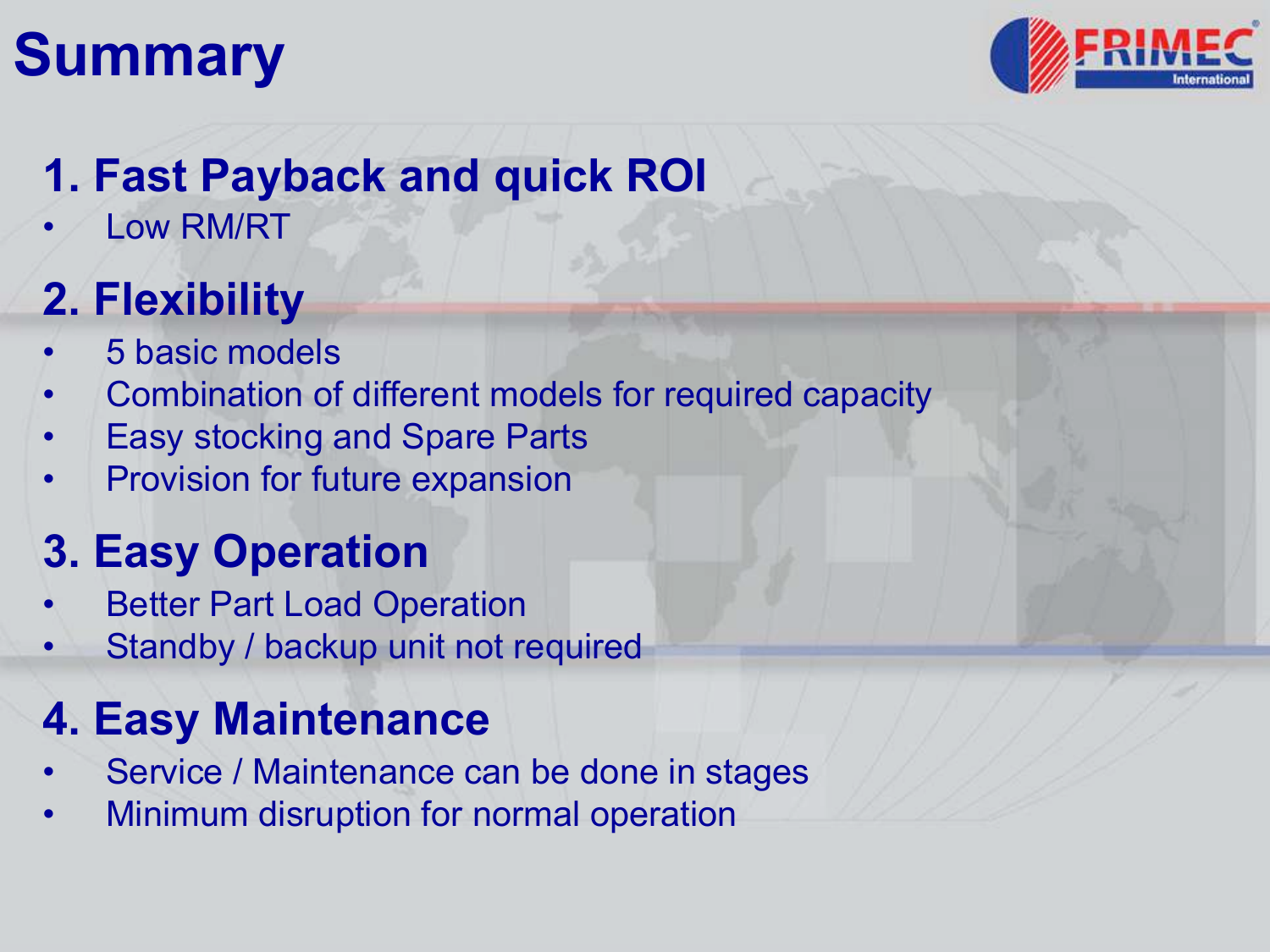# Summary

## 1. Fast Payback and quick ROI

- Low RM/RT

## 2. Flexibility

- 5 basic models
- Combination of different models for required capacity
- Easy stocking and Spare Parts
- Provision for future expansion

## 3. Easy Operation

- Better Part Load Operation
- Standby / backup unit not required

## 4. Easy Maintenance

- Service / Maintenance can be done in stages
- Minimum disruption for normal operation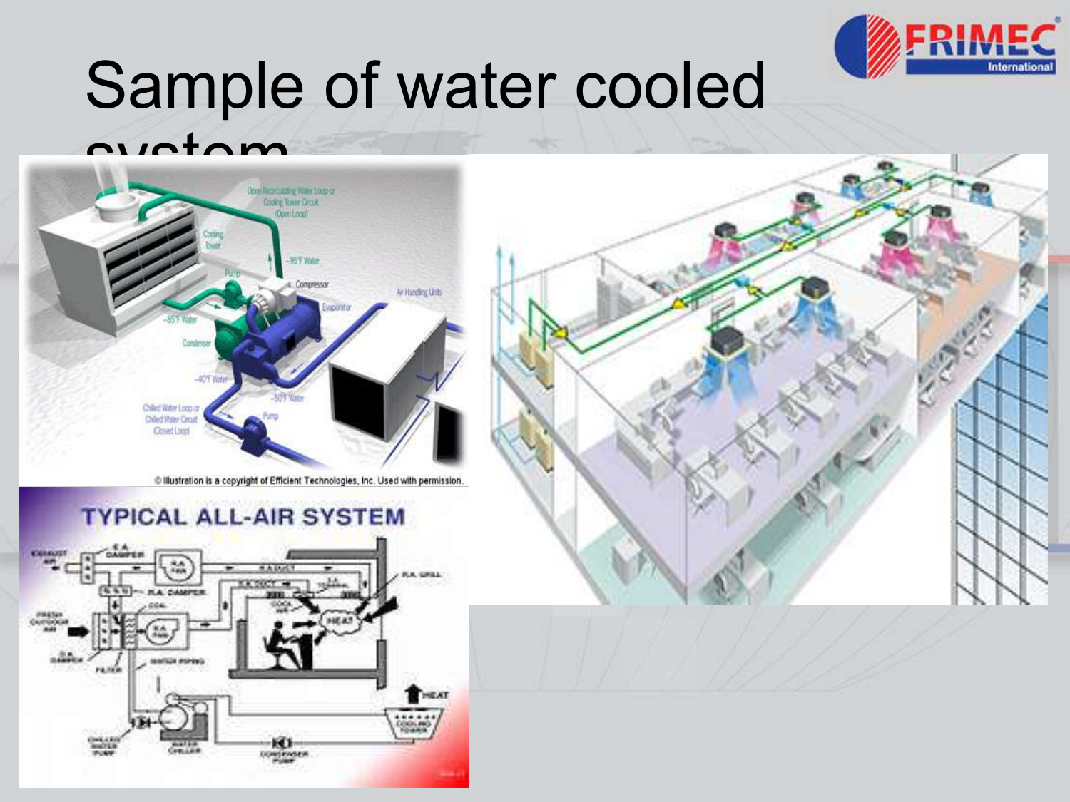# Sample of water cooled system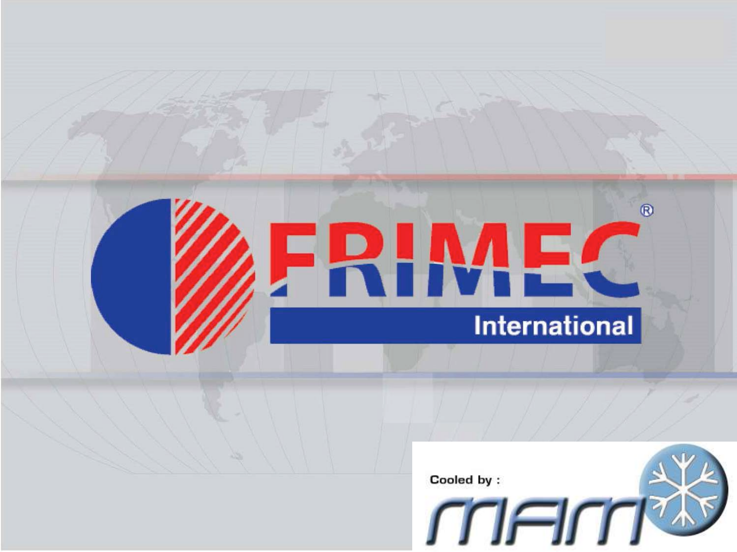FRIMEC®

International

Cooled by :

MAM